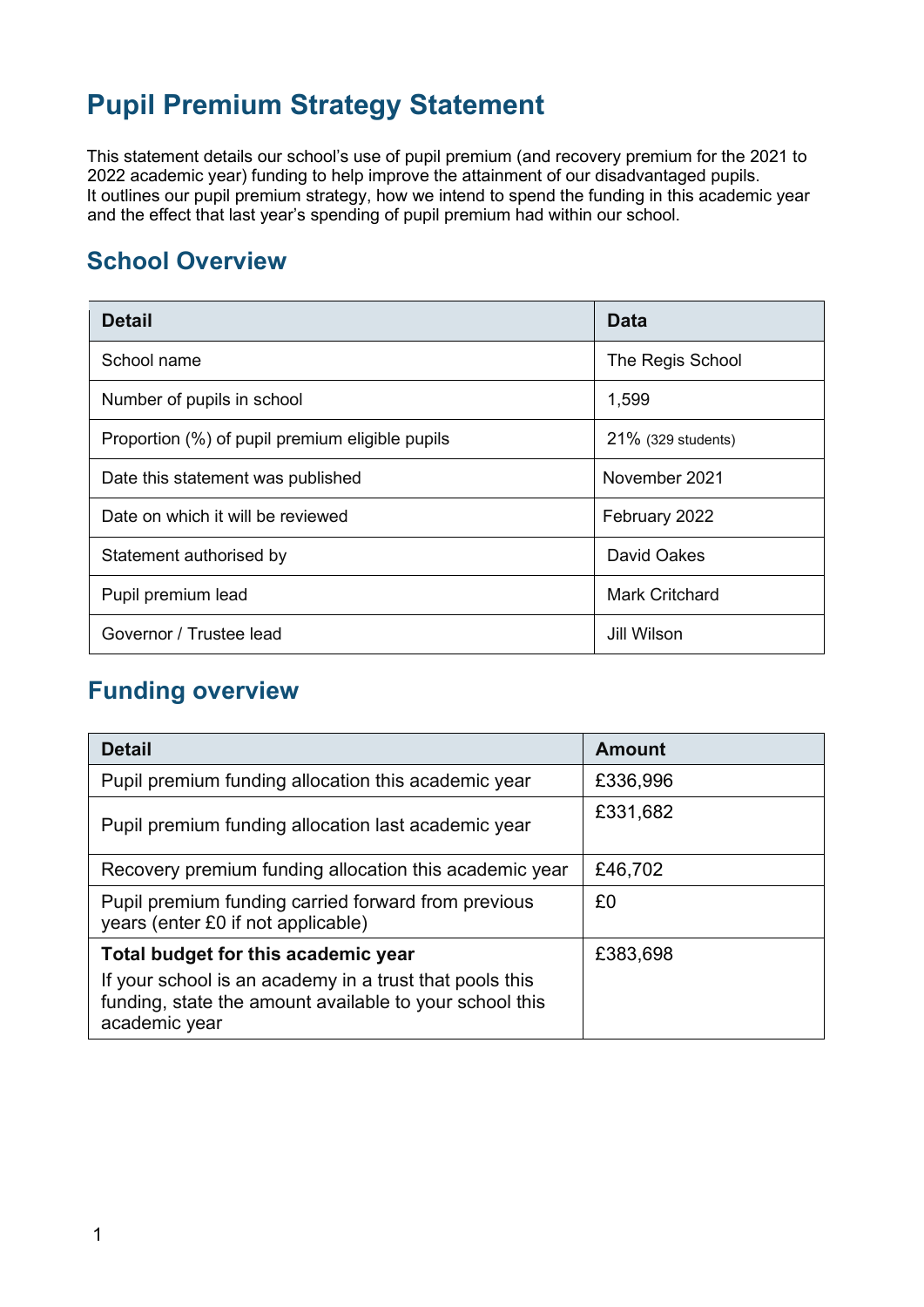# Pupil Premium Strategy Statement

This statement details our school's use of pupil premium (and recovery premium for the 2021 to 2022 academic year) funding to help improve the attainment of our disadvantaged pupils.
It outlines our pupil premium strategy, how we intend to spend the funding in this academic year and the effect that last year's spending of pupil premium had within our school.

## School Overview

| Detail | Data |
|---|---|
| School name | The Regis School |
| Number of pupils in school | 1,599 |
| Proportion (%) of pupil premium eligible pupils | 21% (329 students) |
| Date this statement was published | November 2021 |
| Date on which it will be reviewed | February 2022 |
| Statement authorised by | David Oakes |
| Pupil premium lead | Mark Critchard |
| Governor / Trustee lead | Jill Wilson |

## Funding overview

| Detail | Amount |
|---|---|
| Pupil premium funding allocation this academic year | £336,996 |
| Pupil premium funding allocation last academic year | £331,682 |
| Recovery premium funding allocation this academic year | £46,702 |
| Pupil premium funding carried forward from previous years (enter £0 if not applicable) | £0 |
| **Total budget for this academic year**<br>If your school is an academy in a trust that pools this funding, state the amount available to your school this academic year | £383,698 |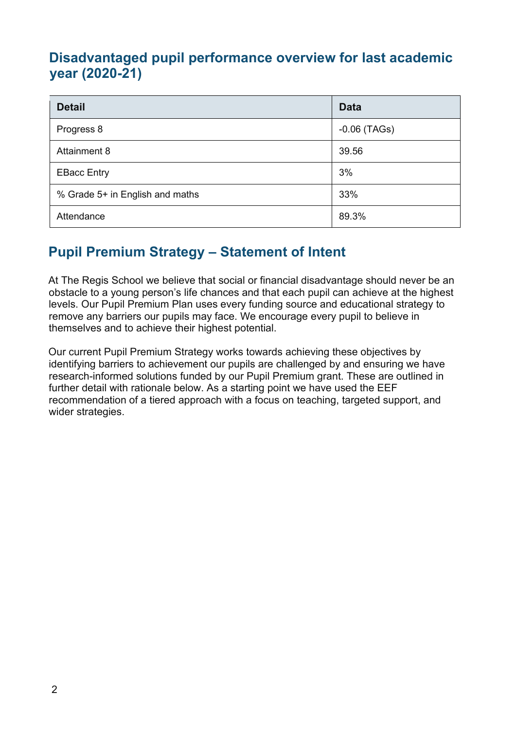## Disadvantaged pupil performance overview for last academic year (2020-21)

| Detail | Data |
|---|---|
| Progress 8 | -0.06 (TAGs) |
| Attainment 8 | 39.56 |
| EBacc Entry | 3% |
| % Grade 5+ in English and maths | 33% |
| Attendance | 89.3% |

## Pupil Premium Strategy – Statement of Intent

At The Regis School we believe that social or financial disadvantage should never be an obstacle to a young person's life chances and that each pupil can achieve at the highest levels. Our Pupil Premium Plan uses every funding source and educational strategy to remove any barriers our pupils may face. We encourage every pupil to believe in themselves and to achieve their highest potential.

Our current Pupil Premium Strategy works towards achieving these objectives by identifying barriers to achievement our pupils are challenged by and ensuring we have research-informed solutions funded by our Pupil Premium grant. These are outlined in further detail with rationale below. As a starting point we have used the EEF recommendation of a tiered approach with a focus on teaching, targeted support, and wider strategies.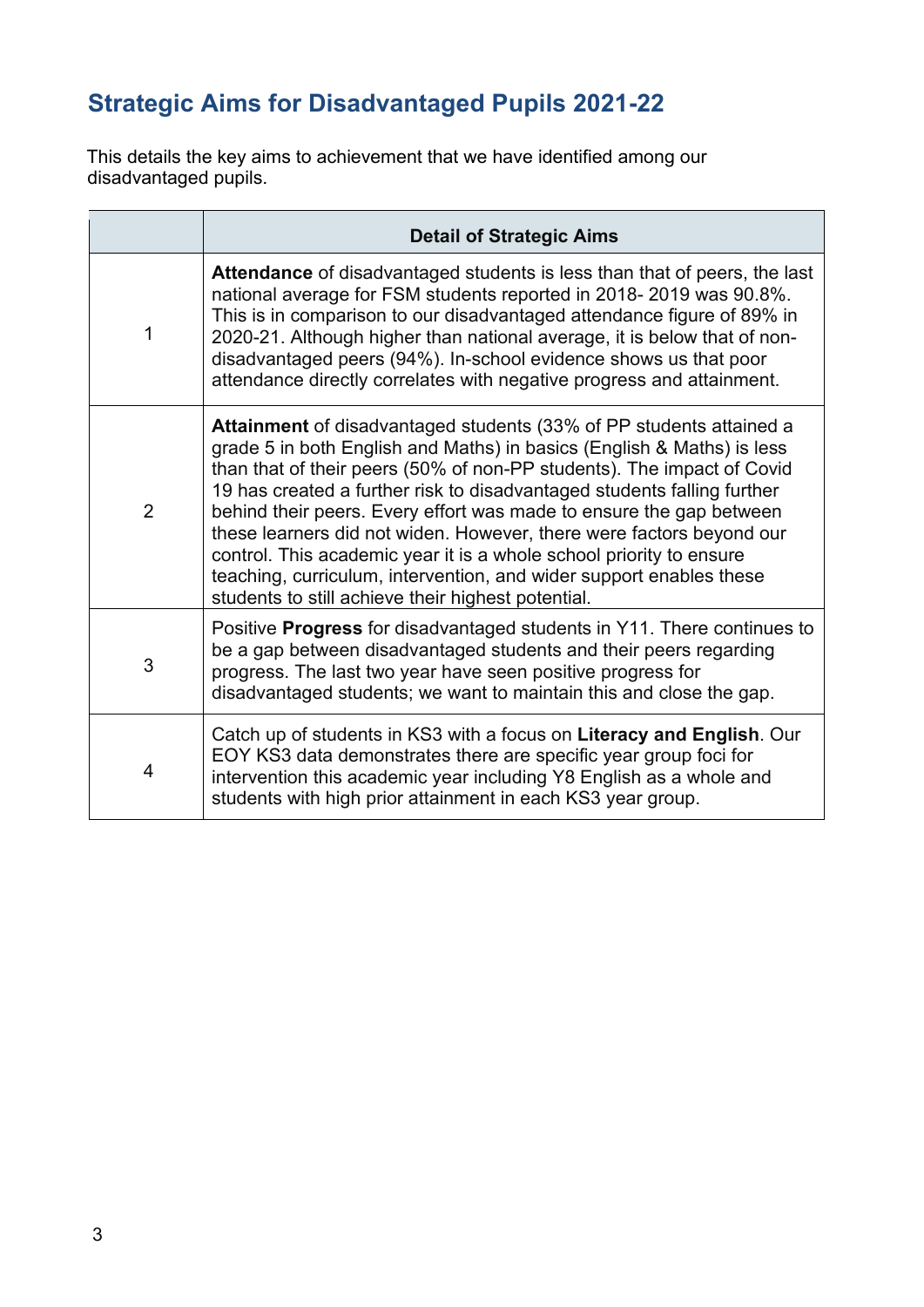## Strategic Aims for Disadvantaged Pupils 2021-22

This details the key aims to achievement that we have identified among our disadvantaged pupils.

| | Detail of Strategic Aims |
|---|---|
| 1 | **Attendance** of disadvantaged students is less than that of peers, the last national average for FSM students reported in 2018- 2019 was 90.8%. This is in comparison to our disadvantaged attendance figure of 89% in 2020-21. Although higher than national average, it is below that of non-disadvantaged peers (94%). In-school evidence shows us that poor attendance directly correlates with negative progress and attainment. |
| 2 | **Attainment** of disadvantaged students (33% of PP students attained a grade 5 in both English and Maths) in basics (English & Maths) is less than that of their peers (50% of non-PP students). The impact of Covid 19 has created a further risk to disadvantaged students falling further behind their peers. Every effort was made to ensure the gap between these learners did not widen. However, there were factors beyond our control. This academic year it is a whole school priority to ensure teaching, curriculum, intervention, and wider support enables these students to still achieve their highest potential. |
| 3 | Positive **Progress** for disadvantaged students in Y11. There continues to be a gap between disadvantaged students and their peers regarding progress. The last two year have seen positive progress for disadvantaged students; we want to maintain this and close the gap. |
| 4 | Catch up of students in KS3 with a focus on **Literacy and English**. Our EOY KS3 data demonstrates there are specific year group foci for intervention this academic year including Y8 English as a whole and students with high prior attainment in each KS3 year group. |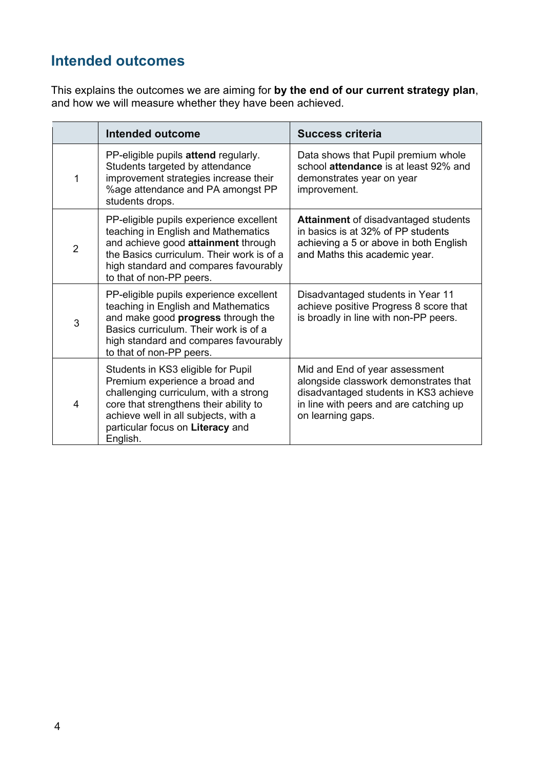## Intended outcomes

This explains the outcomes we are aiming for **by the end of our current strategy plan**, and how we will measure whether they have been achieved.

| | Intended outcome | Success criteria |
|---|---|---|
| 1 | PP-eligible pupils **attend** regularly. Students targeted by attendance improvement strategies increase their %age attendance and PA amongst PP students drops. | Data shows that Pupil premium whole school **attendance** is at least 92% and demonstrates year on year improvement. |
| 2 | PP-eligible pupils experience excellent teaching in English and Mathematics and achieve good **attainment** through the Basics curriculum. Their work is of a high standard and compares favourably to that of non-PP peers. | **Attainment** of disadvantaged students in basics is at 32% of PP students achieving a 5 or above in both English and Maths this academic year. |
| 3 | PP-eligible pupils experience excellent teaching in English and Mathematics and make good **progress** through the Basics curriculum. Their work is of a high standard and compares favourably to that of non-PP peers. | Disadvantaged students in Year 11 achieve positive Progress 8 score that is broadly in line with non-PP peers. |
| 4 | Students in KS3 eligible for Pupil Premium experience a broad and challenging curriculum, with a strong core that strengthens their ability to achieve well in all subjects, with a particular focus on **Literacy** and English. | Mid and End of year assessment alongside classwork demonstrates that disadvantaged students in KS3 achieve in line with peers and are catching up on learning gaps. |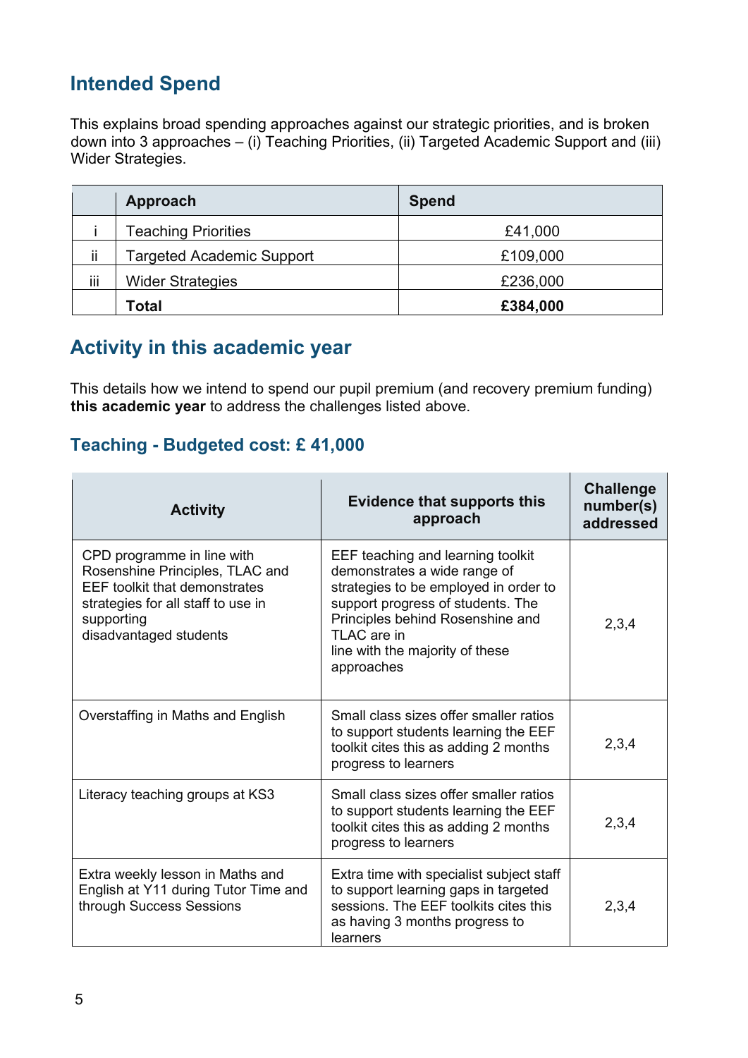## Intended Spend

This explains broad spending approaches against our strategic priorities, and is broken down into 3 approaches – (i) Teaching Priorities, (ii) Targeted Academic Support and (iii) Wider Strategies.

| | Approach | Spend |
|---|---|---|
| i | Teaching Priorities | £41,000 |
| ii | Targeted Academic Support | £109,000 |
| iii | Wider Strategies | £236,000 |
| | **Total** | **£384,000** |

## Activity in this academic year

This details how we intend to spend our pupil premium (and recovery premium funding) **this academic year** to address the challenges listed above.

### Teaching - Budgeted cost: £ 41,000

| Activity | Evidence that supports this approach | Challenge number(s) addressed |
|---|---|---|
| CPD programme in line with Rosenshine Principles, TLAC and EEF toolkit that demonstrates strategies for all staff to use in supporting disadvantaged students | EEF teaching and learning toolkit demonstrates a wide range of strategies to be employed in order to support progress of students. The Principles behind Rosenshine and TLAC are in line with the majority of these approaches | 2,3,4 |
| Overstaffing in Maths and English | Small class sizes offer smaller ratios to support students learning the EEF toolkit cites this as adding 2 months progress to learners | 2,3,4 |
| Literacy teaching groups at KS3 | Small class sizes offer smaller ratios to support students learning the EEF toolkit cites this as adding 2 months progress to learners | 2,3,4 |
| Extra weekly lesson in Maths and English at Y11 during Tutor Time and through Success Sessions | Extra time with specialist subject staff to support learning gaps in targeted sessions. The EEF toolkits cites this as having 3 months progress to learners | 2,3,4 |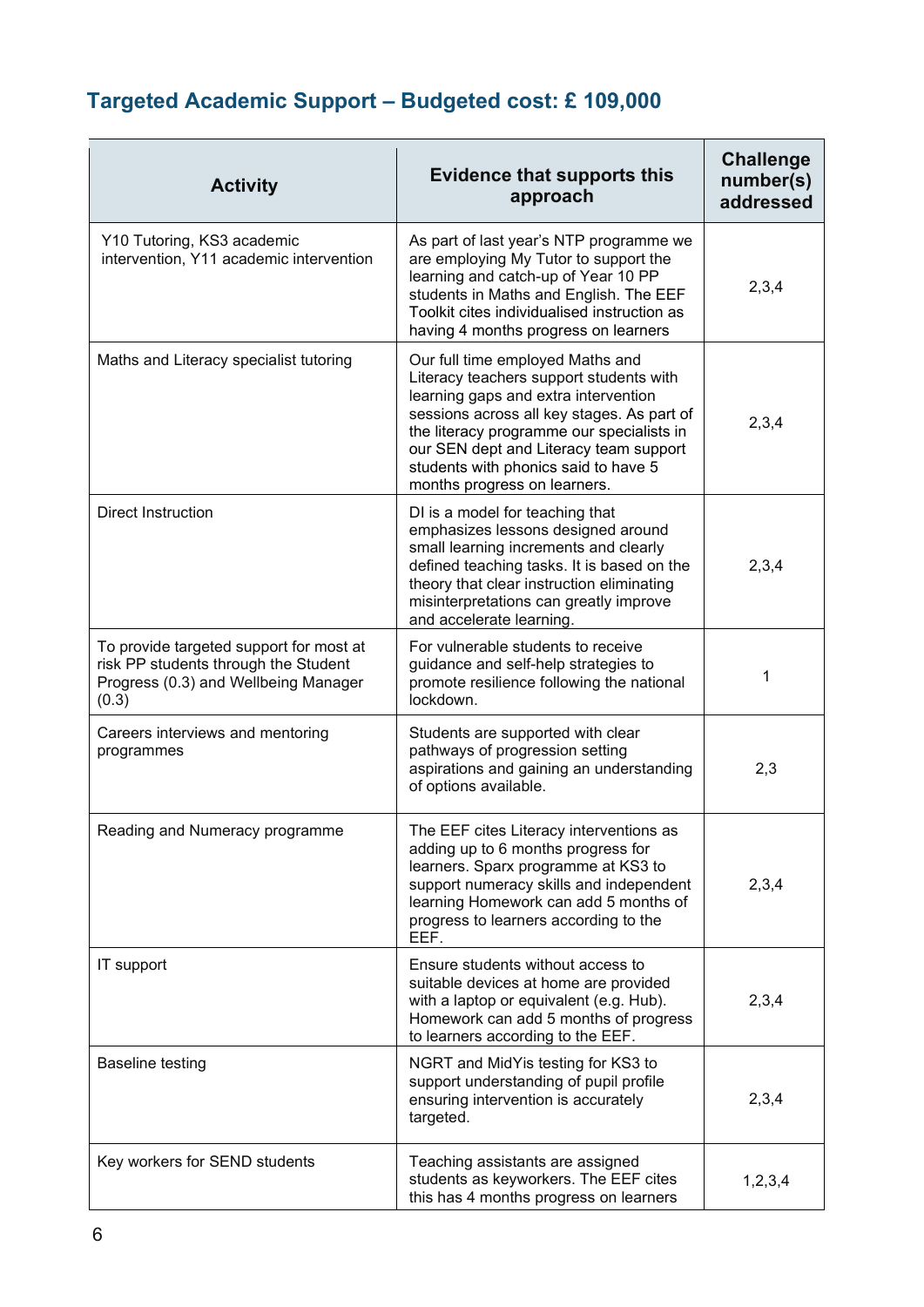## Targeted Academic Support – Budgeted cost: £ 109,000

| Activity | Evidence that supports this approach | Challenge number(s) addressed |
|---|---|---|
| Y10 Tutoring, KS3 academic intervention, Y11 academic intervention | As part of last year's NTP programme we are employing My Tutor to support the learning and catch-up of Year 10 PP students in Maths and English. The EEF Toolkit cites individualised instruction as having 4 months progress on learners | 2,3,4 |
| Maths and Literacy specialist tutoring | Our full time employed Maths and Literacy teachers support students with learning gaps and extra intervention sessions across all key stages. As part of the literacy programme our specialists in our SEN dept and Literacy team support students with phonics said to have 5 months progress on learners. | 2,3,4 |
| Direct Instruction | DI is a model for teaching that emphasizes lessons designed around small learning increments and clearly defined teaching tasks. It is based on the theory that clear instruction eliminating misinterpretations can greatly improve and accelerate learning. | 2,3,4 |
| To provide targeted support for most at risk PP students through the Student Progress (0.3) and Wellbeing Manager (0.3) | For vulnerable students to receive guidance and self-help strategies to promote resilience following the national lockdown. | 1 |
| Careers interviews and mentoring programmes | Students are supported with clear pathways of progression setting aspirations and gaining an understanding of options available. | 2,3 |
| Reading and Numeracy programme | The EEF cites Literacy interventions as adding up to 6 months progress for learners. Sparx programme at KS3 to support numeracy skills and independent learning Homework can add 5 months of progress to learners according to the EEF. | 2,3,4 |
| IT support | Ensure students without access to suitable devices at home are provided with a laptop or equivalent (e.g. Hub). Homework can add 5 months of progress to learners according to the EEF. | 2,3,4 |
| Baseline testing | NGRT and MidYis testing for KS3 to support understanding of pupil profile ensuring intervention is accurately targeted. | 2,3,4 |
| Key workers for SEND students | Teaching assistants are assigned students as keyworkers. The EEF cites this has 4 months progress on learners | 1,2,3,4 |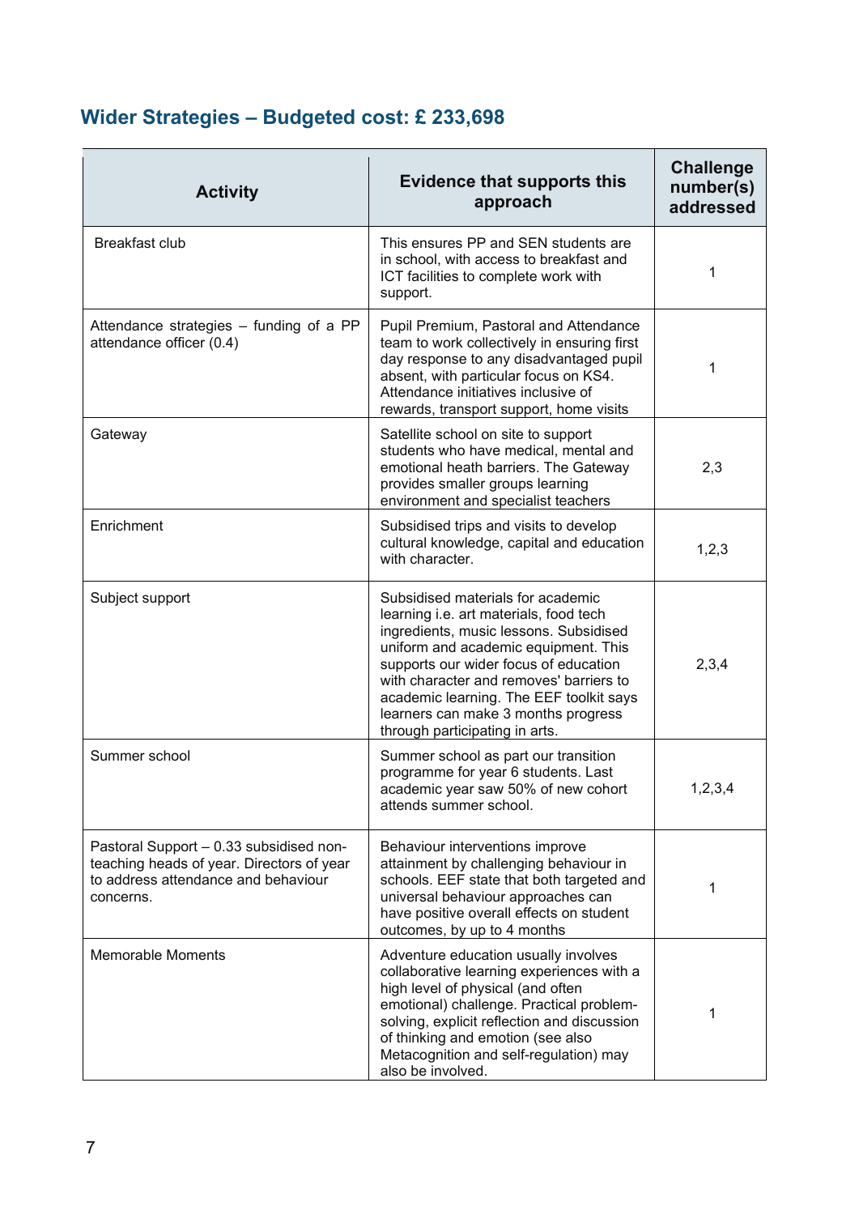## Wider Strategies – Budgeted cost: £ 233,698

| Activity | Evidence that supports this approach | Challenge number(s) addressed |
|---|---|---|
| Breakfast club | This ensures PP and SEN students are in school, with access to breakfast and ICT facilities to complete work with support. | 1 |
| Attendance strategies – funding of a PP attendance officer (0.4) | Pupil Premium, Pastoral and Attendance team to work collectively in ensuring first day response to any disadvantaged pupil absent, with particular focus on KS4. Attendance initiatives inclusive of rewards, transport support, home visits | 1 |
| Gateway | Satellite school on site to support students who have medical, mental and emotional heath barriers. The Gateway provides smaller groups learning environment and specialist teachers | 2,3 |
| Enrichment | Subsidised trips and visits to develop cultural knowledge, capital and education with character. | 1,2,3 |
| Subject support | Subsidised materials for academic learning i.e. art materials, food tech ingredients, music lessons. Subsidised uniform and academic equipment. This supports our wider focus of education with character and removes' barriers to academic learning. The EEF toolkit says learners can make 3 months progress through participating in arts. | 2,3,4 |
| Summer school | Summer school as part our transition programme for year 6 students. Last academic year saw 50% of new cohort attends summer school. | 1,2,3,4 |
| Pastoral Support – 0.33 subsidised non-teaching heads of year. Directors of year to address attendance and behaviour concerns. | Behaviour interventions improve attainment by challenging behaviour in schools. EEF state that both targeted and universal behaviour approaches can have positive overall effects on student outcomes, by up to 4 months | 1 |
| Memorable Moments | Adventure education usually involves collaborative learning experiences with a high level of physical (and often emotional) challenge. Practical problem-solving, explicit reflection and discussion of thinking and emotion (see also Metacognition and self-regulation) may also be involved. | 1 |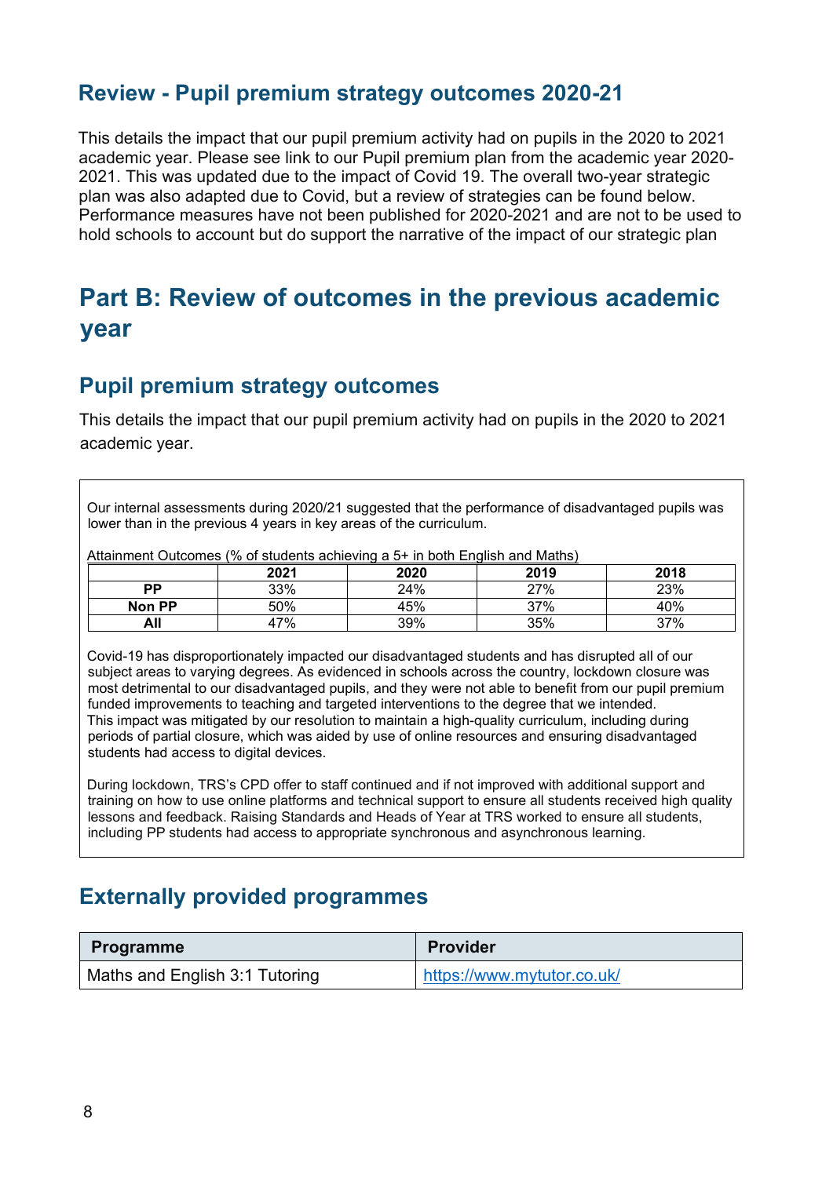## Review - Pupil premium strategy outcomes 2020-21

This details the impact that our pupil premium activity had on pupils in the 2020 to 2021 academic year. Please see link to our Pupil premium plan from the academic year 2020-2021. This was updated due to the impact of Covid 19. The overall two-year strategic plan was also adapted due to Covid, but a review of strategies can be found below. Performance measures have not been published for 2020-2021 and are not to be used to hold schools to account but do support the narrative of the impact of our strategic plan

# Part B: Review of outcomes in the previous academic year

## Pupil premium strategy outcomes

This details the impact that our pupil premium activity had on pupils in the 2020 to 2021 academic year.

Our internal assessments during 2020/21 suggested that the performance of disadvantaged pupils was lower than in the previous 4 years in key areas of the curriculum.

Attainment Outcomes (% of students achieving a 5+ in both English and Maths)

| | 2021 | 2020 | 2019 | 2018 |
|---|---|---|---|---|
| **PP** | 33% | 24% | 27% | 23% |
| **Non PP** | 50% | 45% | 37% | 40% |
| **All** | 47% | 39% | 35% | 37% |

Covid-19 has disproportionately impacted our disadvantaged students and has disrupted all of our subject areas to varying degrees. As evidenced in schools across the country, lockdown closure was most detrimental to our disadvantaged pupils, and they were not able to benefit from our pupil premium funded improvements to teaching and targeted interventions to the degree that we intended. This impact was mitigated by our resolution to maintain a high-quality curriculum, including during periods of partial closure, which was aided by use of online resources and ensuring disadvantaged students had access to digital devices.

During lockdown, TRS's CPD offer to staff continued and if not improved with additional support and training on how to use online platforms and technical support to ensure all students received high quality lessons and feedback. Raising Standards and Heads of Year at TRS worked to ensure all students, including PP students had access to appropriate synchronous and asynchronous learning.

## Externally provided programmes

| Programme | Provider |
|---|---|
| Maths and English 3:1 Tutoring | https://www.mytutor.co.uk/ |